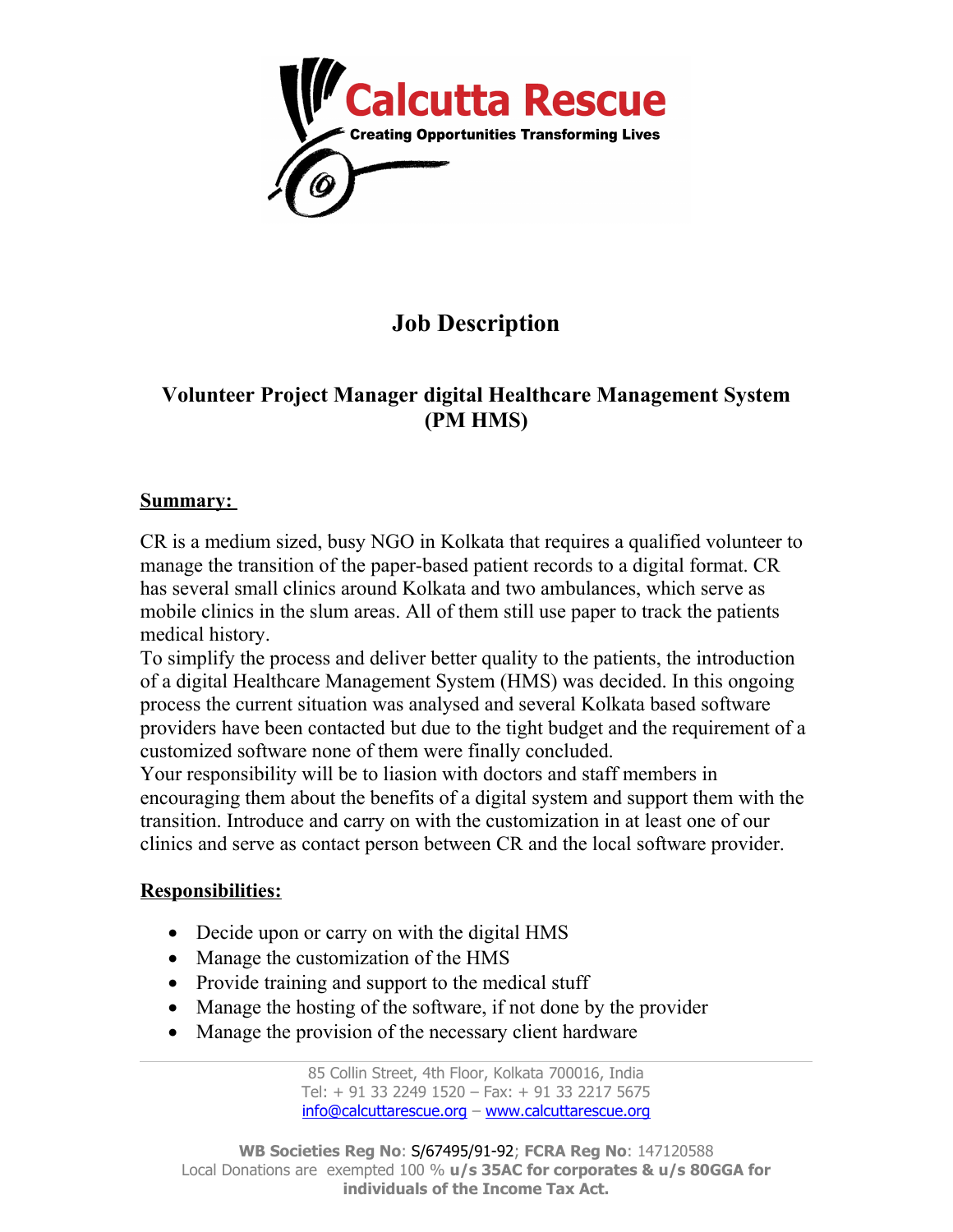Calcutta Rescue

Creating Opportunities Transforming Lives

# Job Description

## Volunteer Project Manager digital Healthcare Management System (PM HMS)

**Summary:**

CR is a medium sized, busy NGO in Kolkata that requires a qualified volunteer to manage the transition of the paper-based patient records to a digital format. CR has several small clinics around Kolkata and two ambulances, which serve as mobile clinics in the slum areas. All of them still use paper to track the patients medical history.

To simplify the process and deliver better quality to the patients, the introduction of a digital Healthcare Management System (HMS) was decided. In this ongoing process the current situation was analysed and several Kolkata based software providers have been contacted but due to the tight budget and the requirement of a customized software none of them were finally concluded.

Your responsibility will be to liasion with doctors and staff members in encouraging them about the benefits of a digital system and support them with the transition. Introduce and carry on with the customization in at least one of our clinics and serve as contact person between CR and the local software provider.

**Responsibilities:**

- Decide upon or carry on with the digital HMS
- Manage the customization of the HMS
- Provide training and support to the medical stuff
- Manage the hosting of the software, if not done by the provider
- Manage the provision of the necessary client hardware

85 Collin Street, 4th Floor, Kolkata 700016, India
Tel: + 91 33 2249 1520 – Fax: + 91 33 2217 5675
info@calcuttarescue.org – www.calcuttarescue.org

**WB Societies Reg No**: S/67495/91-92; **FCRA Reg No**: 147120588
Local Donations are exempted 100 % **u/s 35AC for corporates & u/s 80GGA for individuals of the Income Tax Act.**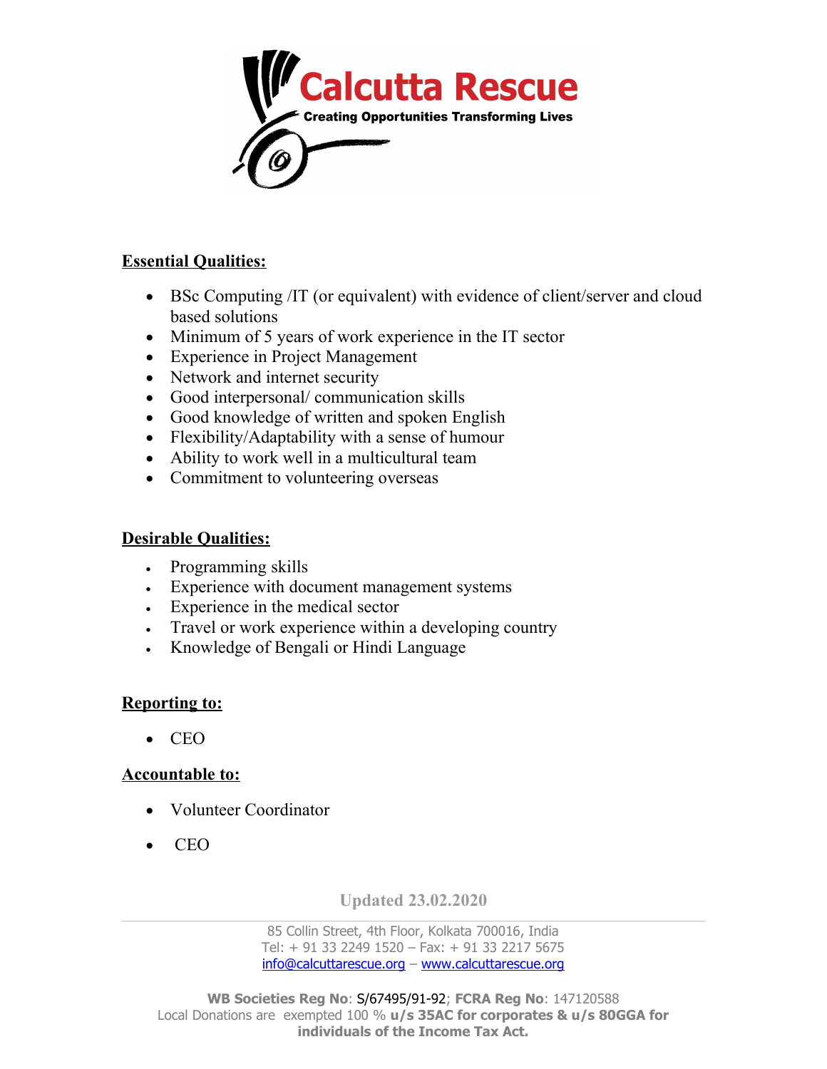Calcutta Rescue

Creating Opportunities Transforming Lives

**Essential Qualities:**

- BSc Computing /IT (or equivalent) with evidence of client/server and cloud based solutions
- Minimum of 5 years of work experience in the IT sector
- Experience in Project Management
- Network and internet security
- Good interpersonal/ communication skills
- Good knowledge of written and spoken English
- Flexibility/Adaptability with a sense of humour
- Ability to work well in a multicultural team
- Commitment to volunteering overseas

**Desirable Qualities:**

- Programming skills
- Experience with document management systems
- Experience in the medical sector
- Travel or work experience within a developing country
- Knowledge of Bengali or Hindi Language

**Reporting to:**

- CEO

**Accountable to:**

- Volunteer Coordinator
- CEO

Updated 23.02.2020

85 Collin Street, 4th Floor, Kolkata 700016, India
Tel: + 91 33 2249 1520 – Fax: + 91 33 2217 5675
info@calcuttarescue.org – www.calcuttarescue.org

**WB Societies Reg No**: S/67495/91-92; **FCRA Reg No**: 147120588
Local Donations are exempted 100 % **u/s 35AC for corporates & u/s 80GGA for individuals of the Income Tax Act.**